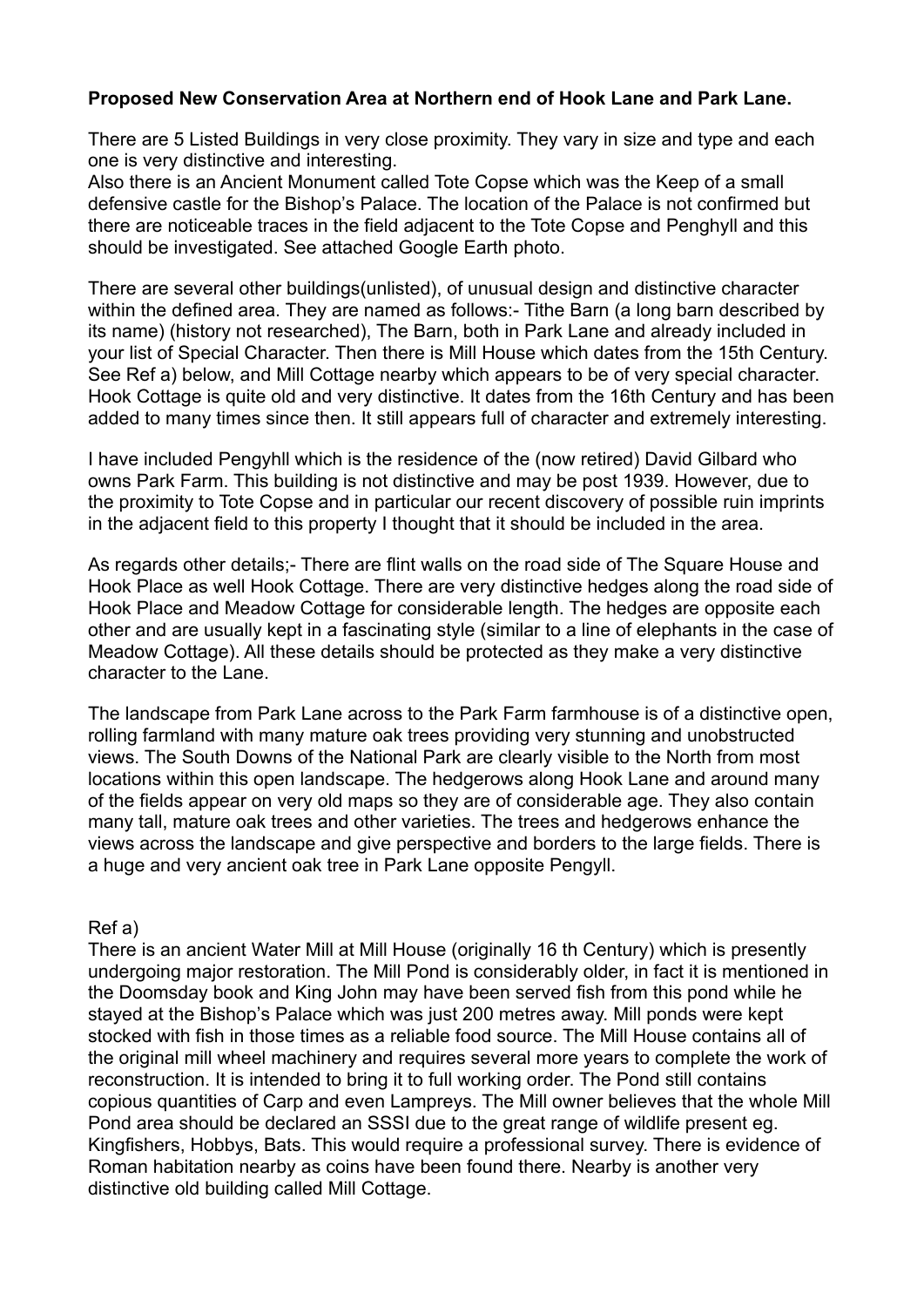**Proposed New Conservation Area at Northern end of Hook Lane and Park Lane.**

There are 5 Listed Buildings in very close proximity. They vary in size and type and each one is very distinctive and interesting.
Also there is an Ancient Monument called Tote Copse which was the Keep of a small defensive castle for the Bishop's Palace. The location of the Palace is not confirmed but there are noticeable traces in the field adjacent to the Tote Copse and Penghyll and this should be investigated. See attached Google Earth photo.

There are several other buildings(unlisted), of unusual design and distinctive character within the defined area. They are named as follows:- Tithe Barn (a long barn described by its name) (history not researched), The Barn, both in Park Lane and already included in your list of Special Character. Then there is Mill House which dates from the 15th Century. See Ref a) below, and Mill Cottage nearby which appears to be of very special character. Hook Cottage is quite old and very distinctive. It dates from the 16th Century and has been added to many times since then. It still appears full of character and extremely interesting.

I have included Pengyhll which is the residence of the (now retired) David Gilbard who owns Park Farm. This building is not distinctive and may be post 1939. However, due to the proximity to Tote Copse and in particular our recent discovery of possible ruin imprints in the adjacent field to this property I thought that it should be included in the area.

As regards other details;- There are flint walls on the road side of The Square House and Hook Place as well Hook Cottage. There are very distinctive hedges along the road side of Hook Place and Meadow Cottage for considerable length. The hedges are opposite each other and are usually kept in a fascinating style (similar to a line of elephants in the case of Meadow Cottage). All these details should be protected as they make a very distinctive character to the Lane.

The landscape from Park Lane across to the Park Farm farmhouse is of a distinctive open, rolling farmland with many mature oak trees providing very stunning and unobstructed views. The South Downs of the National Park are clearly visible to the North from most locations within this open landscape. The hedgerows along Hook Lane and around many of the fields appear on very old maps so they are of considerable age. They also contain many tall, mature oak trees and other varieties. The trees and hedgerows enhance the views across the landscape and give perspective and borders to the large fields. There is a huge and very ancient oak tree in Park Lane opposite Pengyll.

Ref a)
There is an ancient Water Mill at Mill House (originally 16 th Century) which is presently undergoing major restoration. The Mill Pond is considerably older, in fact it is mentioned in the Doomsday book and King John may have been served fish from this pond while he stayed at the Bishop's Palace which was just 200 metres away. Mill ponds were kept stocked with fish in those times as a reliable food source. The Mill House contains all of the original mill wheel machinery and requires several more years to complete the work of reconstruction. It is intended to bring it to full working order. The Pond still contains copious quantities of Carp and even Lampreys. The Mill owner believes that the whole Mill Pond area should be declared an SSSI due to the great range of wildlife present eg. Kingfishers, Hobbys, Bats. This would require a professional survey. There is evidence of Roman habitation nearby as coins have been found there. Nearby is another very distinctive old building called Mill Cottage.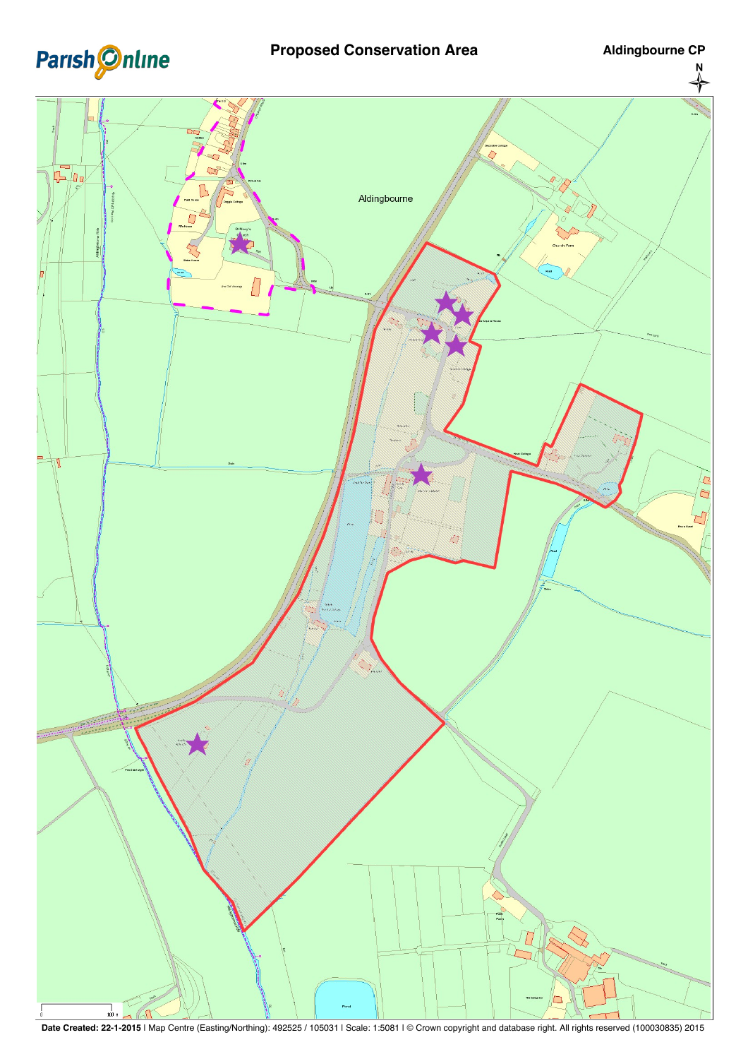**Parish Online**

# Proposed Conservation Area

**Aldingbourne CP**

N

Aldingbourne

**Date Created: 22-1-2015** | Map Centre (Easting/Northing): 492525 / 105031 | Scale: 1:5081 | © Crown copyright and database right. All rights reserved (100030835) 2015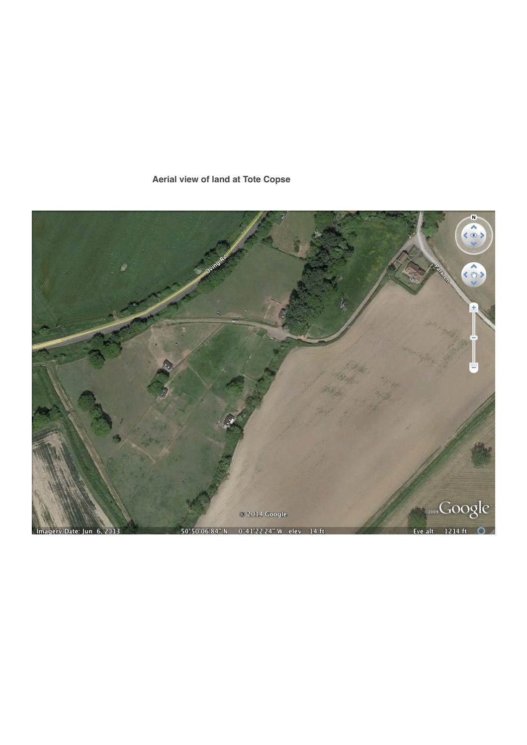**Aerial view of land at Tote Copse**